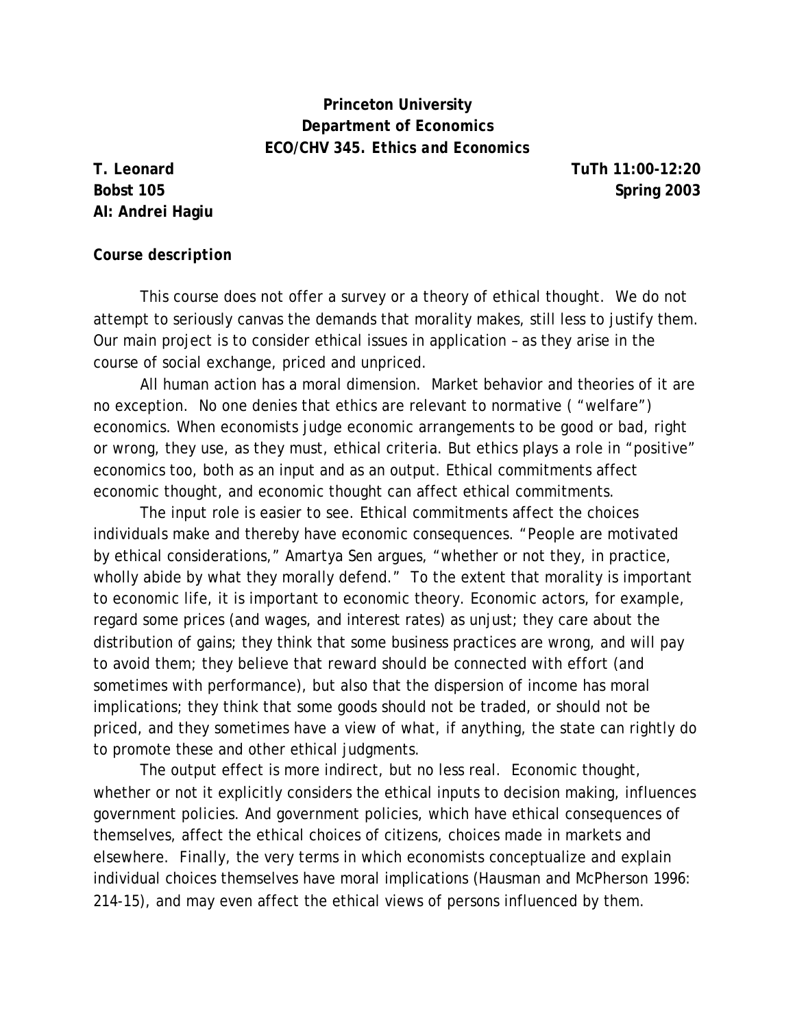**Princeton University**
**Department of Economics**
***ECO/CHV 345. Ethics and Economics***

**T. Leonard** **TuTh 11:00-12:20**
**Bobst 105** **Spring 2003**
**AI: Andrei Hagiu**

***Course description***

This course does not offer a survey or a theory of ethical thought. We do not attempt to seriously canvas the demands that morality makes, still less to justify them. Our main project is to consider ethical issues in application – as they arise in the course of social exchange, priced and unpriced.

All human action has a moral dimension. Market behavior and theories of it are no exception. No one denies that ethics are relevant to normative ( "welfare") economics. When economists judge economic arrangements to be good or bad, right or wrong, they use, as they must, ethical criteria. But ethics plays a role in "positive" economics too, both as an input and as an output. Ethical commitments affect economic thought, and economic thought can affect ethical commitments.

The input role is easier to see. Ethical commitments affect the choices individuals make and thereby have economic consequences. "People are motivated by ethical considerations," Amartya Sen argues, "whether or not they, in practice, wholly abide by what they morally defend." To the extent that morality is important to economic life, it is important to economic theory. Economic actors, for example, regard some prices (and wages, and interest rates) as unjust; they care about the distribution of gains; they think that some business practices are wrong, and will pay to avoid them; they believe that reward should be connected with effort (and sometimes with performance), but also that the dispersion of income has moral implications; they think that some goods should not be traded, or should not be priced, and they sometimes have a view of what, if anything, the state can rightly do to promote these and other ethical judgments.

The output effect is more indirect, but no less real. Economic thought, whether or not it explicitly considers the ethical inputs to decision making, influences government policies. And government policies, which have ethical consequences of themselves, affect the ethical choices of citizens, choices made in markets and elsewhere. Finally, the very terms in which economists conceptualize and explain individual choices themselves have moral implications (Hausman and McPherson 1996: 214-15), and may even affect the ethical views of persons influenced by them.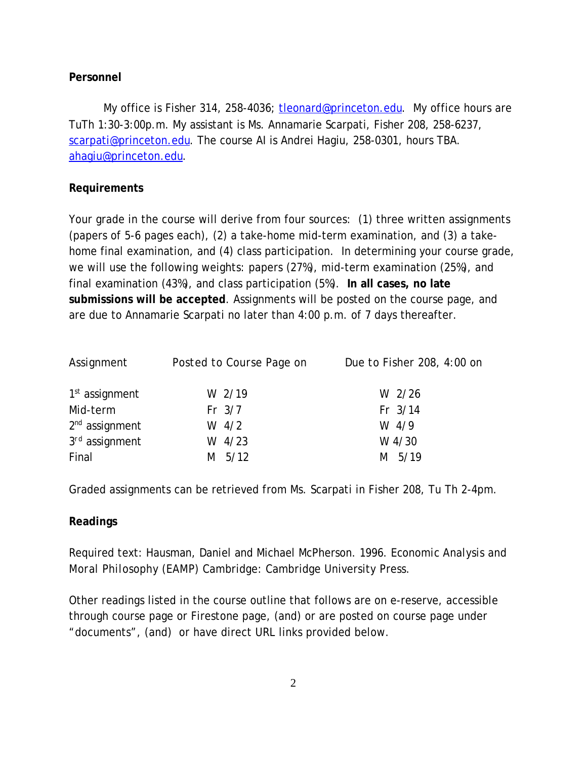**Personnel**

My office is Fisher 314, 258-4036; tleonard@princeton.edu. My office hours are TuTh 1:30-3:00p.m. My assistant is Ms. Annamarie Scarpati, Fisher 208, 258-6237, scarpati@princeton.edu. The course AI is Andrei Hagiu, 258-0301, hours TBA. ahagiu@princeton.edu.

**Requirements**

Your grade in the course will derive from four sources: (1) three written assignments (papers of 5-6 pages each), (2) a take-home mid-term examination, and (3) a take-home final examination, and (4) class participation. In determining your course grade, we will use the following weights: papers (27%), mid-term examination (25%), and final examination (43%), and class participation (5%). **In all cases, no late submissions will be accepted**. Assignments will be posted on the course page, and are due to Annamarie Scarpati no later than 4:00 p.m. of 7 days thereafter.

| Assignment | Posted to Course Page on | Due to Fisher 208, 4:00 on |
|---|---|---|
| 1st assignment | W 2/19 | W 2/26 |
| Mid-term | Fr 3/7 | Fr 3/14 |
| 2nd assignment | W 4/2 | W 4/9 |
| 3rd assignment | W 4/23 | W 4/30 |
| Final | M 5/12 | M 5/19 |

Graded assignments can be retrieved from Ms. Scarpati in Fisher 208, Tu Th 2-4pm.

**Readings**

Required text: Hausman, Daniel and Michael McPherson. 1996. Economic Analysis and Moral Philosophy (EAMP) Cambridge: Cambridge University Press.

Other readings listed in the course outline that follows are on e-reserve, accessible through course page or Firestone page, (and) or are posted on course page under "documents", (and) or have direct URL links provided below.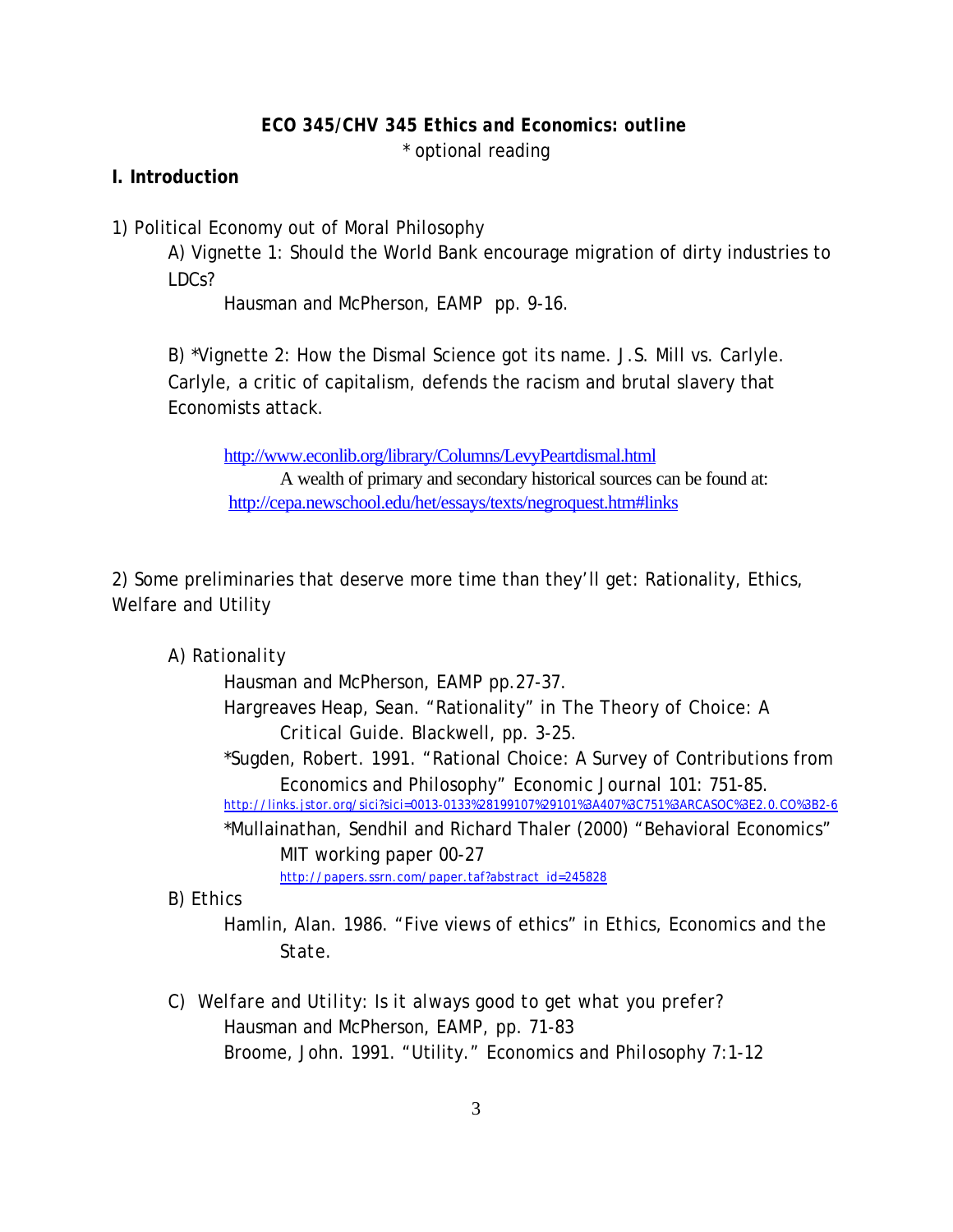**ECO 345/CHV 345 Ethics and Economics: outline**

\* optional reading

## I. Introduction

1) Political Economy out of Moral Philosophy

A) Vignette 1: Should the World Bank encourage migration of dirty industries to LDCs?

Hausman and McPherson, EAMP pp. 9-16.

B) *Vignette 2: How the Dismal Science got its name. J.S. Mill vs. Carlyle. Carlyle, a critic of capitalism, defends the racism and brutal slavery that Economists attack.

http://www.econlib.org/library/Columns/LevyPeartdismal.html

A wealth of primary and secondary historical sources can be found at:

http://cepa.newschool.edu/het/essays/texts/negroquest.htm#links

2) Some preliminaries that deserve more time than they'll get: Rationality, Ethics, Welfare and Utility

A) Rationality

Hausman and McPherson, EAMP pp.27-37.

Hargreaves Heap, Sean. "Rationality" in The Theory of Choice: A Critical Guide. Blackwell, pp. 3-25.

*Sugden, Robert. 1991. "Rational Choice: A Survey of Contributions from Economics and Philosophy" Economic Journal 101: 751-85.
http://links.jstor.org/sici?sici=0013-0133%28199107%29101%3A407%3C751%3ARCASOC%3E2.0.CO%3B2-6

*Mullainathan, Sendhil and Richard Thaler (2000) "Behavioral Economics" MIT working paper 00-27
http://papers.ssrn.com/paper.taf?abstract_id=245828

B) Ethics

Hamlin, Alan. 1986. "Five views of ethics" in Ethics, Economics and the State.

C) Welfare and Utility: Is it always good to get what you prefer?

Hausman and McPherson, EAMP, pp. 71-83

Broome, John. 1991. "Utility." Economics and Philosophy 7:1-12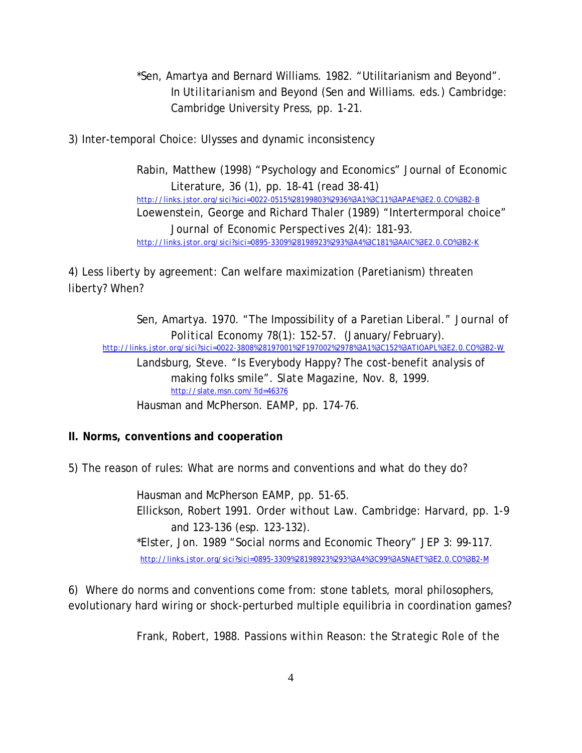*Sen, Amartya and Bernard Williams. 1982. "Utilitarianism and Beyond". In *Utilitarianism and Beyond* (Sen and Williams. eds.) Cambridge: Cambridge University Press, pp. 1-21.

3) Inter-temporal Choice: Ulysses and dynamic inconsistency

Rabin, Matthew (1998) "Psychology and Economics" Journal of Economic Literature, 36 (1), pp. 18-41 (read 38-41)
http://links.jstor.org/sici?sici=0022-0515%28199803%2936%3A1%3C11%3APAE%3E2.0.CO%3B2-B

Loewenstein, George and Richard Thaler (1989) "Intertermporal choice" *Journal of Economic Perspectives* 2(4): 181-93.
http://links.jstor.org/sici?sici=0895-3309%28198923%293%3A4%3C181%3AAIC%3E2.0.CO%3B2-K

4) Less liberty by agreement: Can welfare maximization (Paretianism) threaten liberty? When?

Sen, Amartya. 1970. "The Impossibility of a Paretian Liberal." *Journal of Political Economy* 78(1): 152-57. (January/February).
http://links.jstor.org/sici?sici=0022-3808%28197001%2F197002%2978%3A1%3C152%3ATIOAPL%3E2.0.CO%3B2-W

Landsburg, Steve. "Is Everybody Happy? The cost-benefit analysis of making folks smile". *Slate Magazine*, Nov. 8, 1999.
http://slate.msn.com/?id=46376

Hausman and McPherson. EAMP, pp. 174-76.

**II. Norms, conventions and cooperation**

5) The reason of rules: What are norms and conventions and what do they do?

Hausman and McPherson EAMP, pp. 51-65.

Ellickson, Robert 1991. *Order without Law.* Cambridge: Harvard, pp. 1-9 and 123-136 (esp. 123-132).

*Elster, Jon. 1989 "Social norms and Economic Theory" JEP 3: 99-117.
http://links.jstor.org/sici?sici=0895-3309%28198923%293%3A4%3C99%3ASNAET%3E2.0.CO%3B2-M

6) Where do norms and conventions come from: stone tablets, moral philosophers, evolutionary hard wiring or shock-perturbed multiple equilibria in coordination games?

Frank, Robert, 1988. *Passions within Reason: the Strategic Role of the*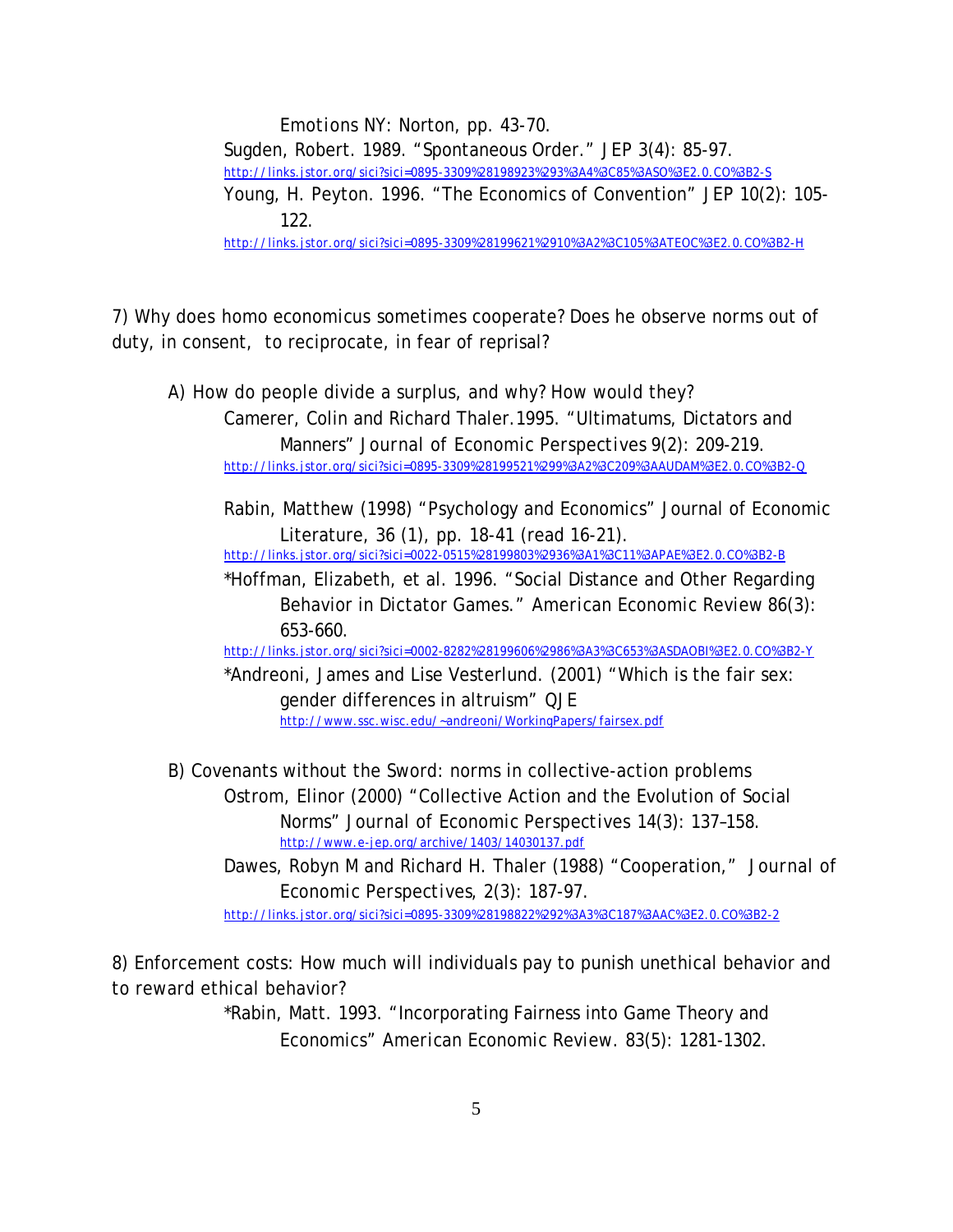Emotions NY: Norton, pp. 43-70.

Sugden, Robert. 1989. "Spontaneous Order." JEP 3(4): 85-97.
http://links.jstor.org/sici?sici=0895-3309%28198923%293%3A4%3C85%3ASO%3E2.0.CO%3B2-S

Young, H. Peyton. 1996. "The Economics of Convention" JEP 10(2): 105-122.
http://links.jstor.org/sici?sici=0895-3309%28199621%2910%3A2%3C105%3ATEOC%3E2.0.CO%3B2-H

7) Why does homo economicus sometimes cooperate? Does he observe norms out of duty, in consent, to reciprocate, in fear of reprisal?

A) How do people divide a surplus, and why? How would they?

Camerer, Colin and Richard Thaler.1995. "Ultimatums, Dictators and Manners" *Journal of Economic Perspectives* 9(2): 209-219.
http://links.jstor.org/sici?sici=0895-3309%28199521%299%3A2%3C209%3AAUDAM%3E2.0.CO%3B2-Q

Rabin, Matthew (1998) "Psychology and Economics" Journal of Economic Literature, 36 (1), pp. 18-41 (read 16-21).
http://links.jstor.org/sici?sici=0022-0515%28199803%2936%3A1%3C11%3APAE%3E2.0.CO%3B2-B

*Hoffman, Elizabeth, et al. 1996. "Social Distance and Other Regarding Behavior in Dictator Games." American Economic Review 86(3): 653-660.
http://links.jstor.org/sici?sici=0002-8282%28199606%2986%3A3%3C653%3ASDAOBI%3E2.0.CO%3B2-Y

*Andreoni, James and Lise Vesterlund. (2001) "Which is the fair sex: gender differences in altruism" QJE
http://www.ssc.wisc.edu/~andreoni/WorkingPapers/fairsex.pdf

B) Covenants without the Sword: norms in collective-action problems

Ostrom, Elinor (2000) "Collective Action and the Evolution of Social Norms" Journal of Economic Perspectives 14(3): 137–158.
http://www.e-jep.org/archive/1403/14030137.pdf

Dawes, Robyn M and Richard H. Thaler (1988) "Cooperation," *Journal of Economic Perspectives*, 2(3): 187-97.
http://links.jstor.org/sici?sici=0895-3309%28198822%292%3A3%3C187%3AAC%3E2.0.CO%3B2-2

8) Enforcement costs: How much will individuals pay to punish unethical behavior and to reward ethical behavior?

*Rabin, Matt. 1993. "Incorporating Fairness into Game Theory and Economics" American Economic Review. 83(5): 1281-1302.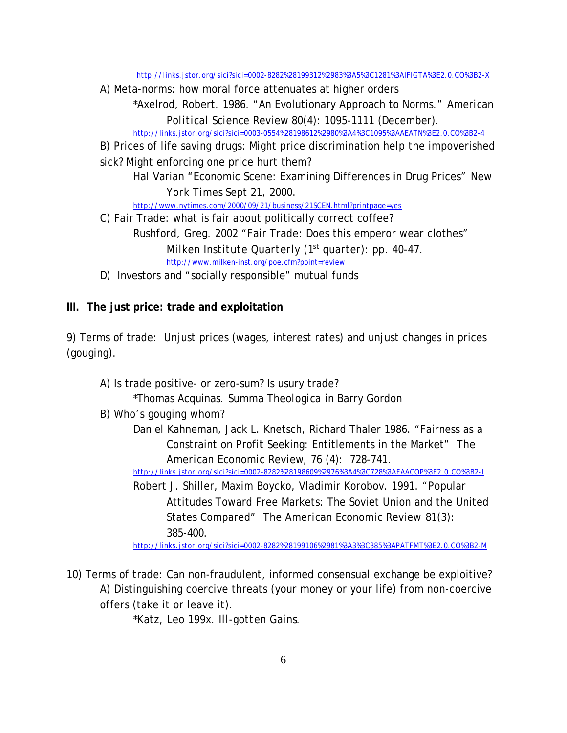http://links.jstor.org/sici?sici=0002-8282%28199312%2983%3A5%3C1281%3AIFIGTA%3E2.0.CO%3B2-X

A) Meta-norms: how moral force attenuates at higher orders

*Axelrod, Robert. 1986. "An Evolutionary Approach to Norms." *American Political Science Review* 80(4): 1095-1111 (December).
http://links.jstor.org/sici?sici=0003-0554%28198612%2980%3A4%3C1095%3AAEATN%3E2.0.CO%3B2-4

B) Prices of life saving drugs: Might price discrimination help the impoverished sick? Might enforcing one price hurt them?

Hal Varian "Economic Scene: Examining Differences in Drug Prices" *New York Times* Sept 21, 2000.
http://www.nytimes.com/2000/09/21/business/21SCEN.html?printpage=yes

C) Fair Trade: what is fair about politically correct coffee?

Rushford, Greg. 2002 "Fair Trade: Does this emperor wear clothes" *Milken Institute Quarterly* (1st quarter): pp. 40-47.
http://www.milken-inst.org/poe.cfm?point=review

D) Investors and "socially responsible" mutual funds

**III. The just price: trade and exploitation**

9) Terms of trade: Unjust prices (wages, interest rates) and unjust changes in prices (gouging).

A) Is trade positive- or zero-sum? Is usury trade?

*Thomas Acquinas. *Summa Theologica* in Barry Gordon

B) Who's gouging whom?

Daniel Kahneman, Jack L. Knetsch, Richard Thaler 1986. "Fairness as a Constraint on Profit Seeking: Entitlements in the Market" *The American Economic Review*, 76 (4): 728-741.
http://links.jstor.org/sici?sici=0002-8282%28198609%2976%3A4%3C728%3AFAACOP%3E2.0.CO%3B2-I

Robert J. Shiller, Maxim Boycko, Vladimir Korobov. 1991. "Popular Attitudes Toward Free Markets: The Soviet Union and the United States Compared" *The American Economic Review* 81(3): 385-400.
http://links.jstor.org/sici?sici=0002-8282%28199106%2981%3A3%3C385%3APATFMT%3E2.0.CO%3B2-M

10) Terms of trade: Can non-fraudulent, informed consensual exchange be exploitive?

A) Distinguishing coercive threats (your money or your life) from non-coercive offers (take it or leave it).

*Katz, Leo 199x. *Ill-gotten Gains*.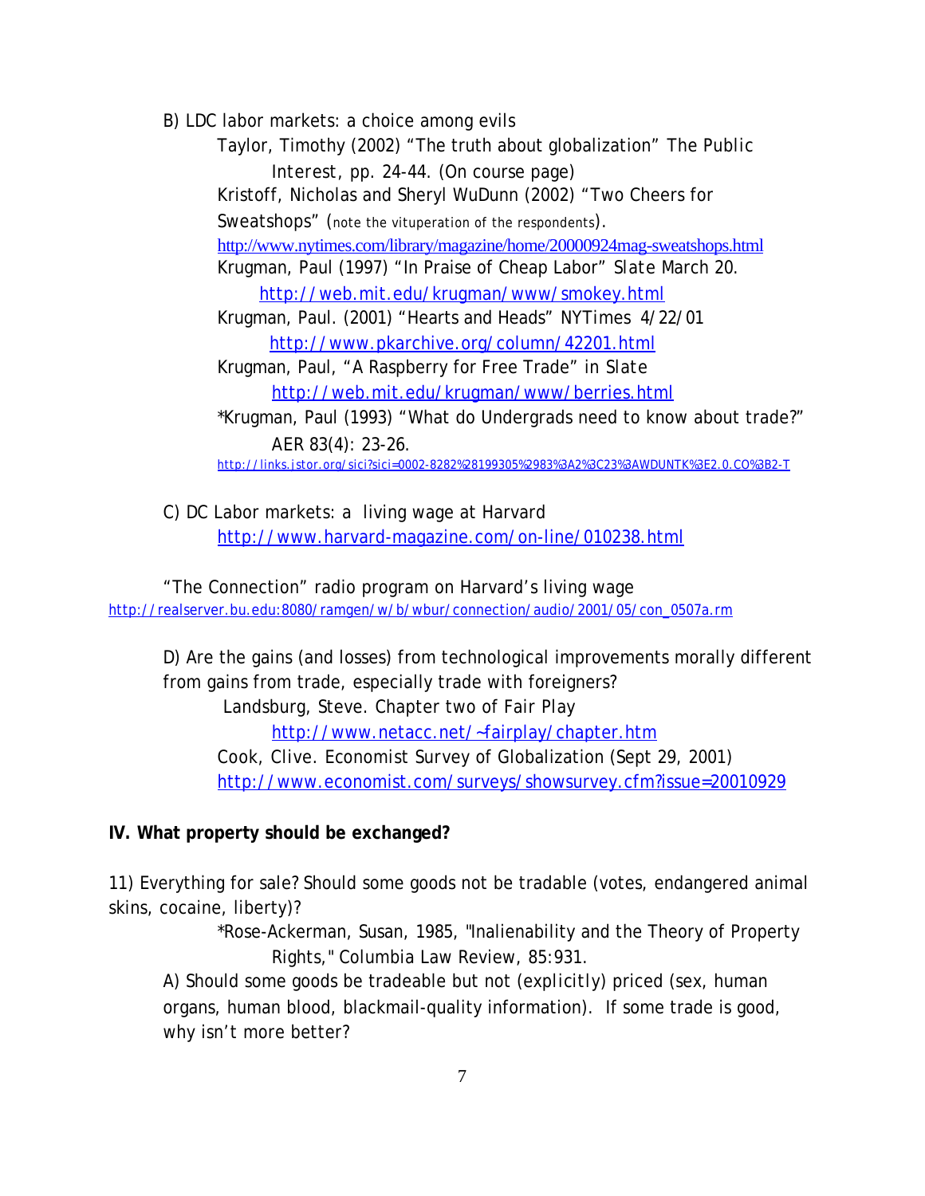B) LDC labor markets: a choice among evils

Taylor, Timothy (2002) "The truth about globalization" The Public Interest, pp. 24-44. (On course page)

Kristoff, Nicholas and Sheryl WuDunn (2002) "Two Cheers for Sweatshops" (note the vituperation of the respondents).
http://www.nytimes.com/library/magazine/home/20000924mag-sweatshops.html

Krugman, Paul (1997) "In Praise of Cheap Labor" *Slate* March 20.
http://web.mit.edu/krugman/www/smokey.html

Krugman, Paul. (2001) "Hearts and Heads" NYTimes 4/22/01
http://www.pkarchive.org/column/42201.html

Krugman, Paul, "A Raspberry for Free Trade" in *Slate*
http://web.mit.edu/krugman/www/berries.html

*Krugman, Paul (1993) "What do Undergrads need to know about trade?" AER 83(4): 23-26.
http://links.jstor.org/sici?sici=0002-8282%28199305%2983%3A2%3C23%3AWDUNTK%3E2.0.CO%3B2-T

C) DC Labor markets: a living wage at Harvard
http://www.harvard-magazine.com/on-line/010238.html

"The Connection" radio program on Harvard's living wage
http://realserver.bu.edu:8080/ramgen/w/b/wbur/connection/audio/2001/05/con_0507a.rm

D) Are the gains (and losses) from technological improvements morally different from gains from trade, especially trade with foreigners?

Landsburg, Steve. Chapter two of Fair Play
http://www.netacc.net/~fairplay/chapter.htm

Cook, Clive. Economist Survey of Globalization (Sept 29, 2001)
http://www.economist.com/surveys/showsurvey.cfm?issue=20010929

**IV. What property should be exchanged?**

11) Everything for sale? Should some goods not be tradable (votes, endangered animal skins, cocaine, liberty)?

*Rose-Ackerman, Susan, 1985, "Inalienability and the Theory of Property Rights," Columbia Law Review, 85:931.

A) Should some goods be tradeable but not (*explicitly*) priced (sex, human organs, human blood, blackmail-quality information). If some trade is good, why isn't more better?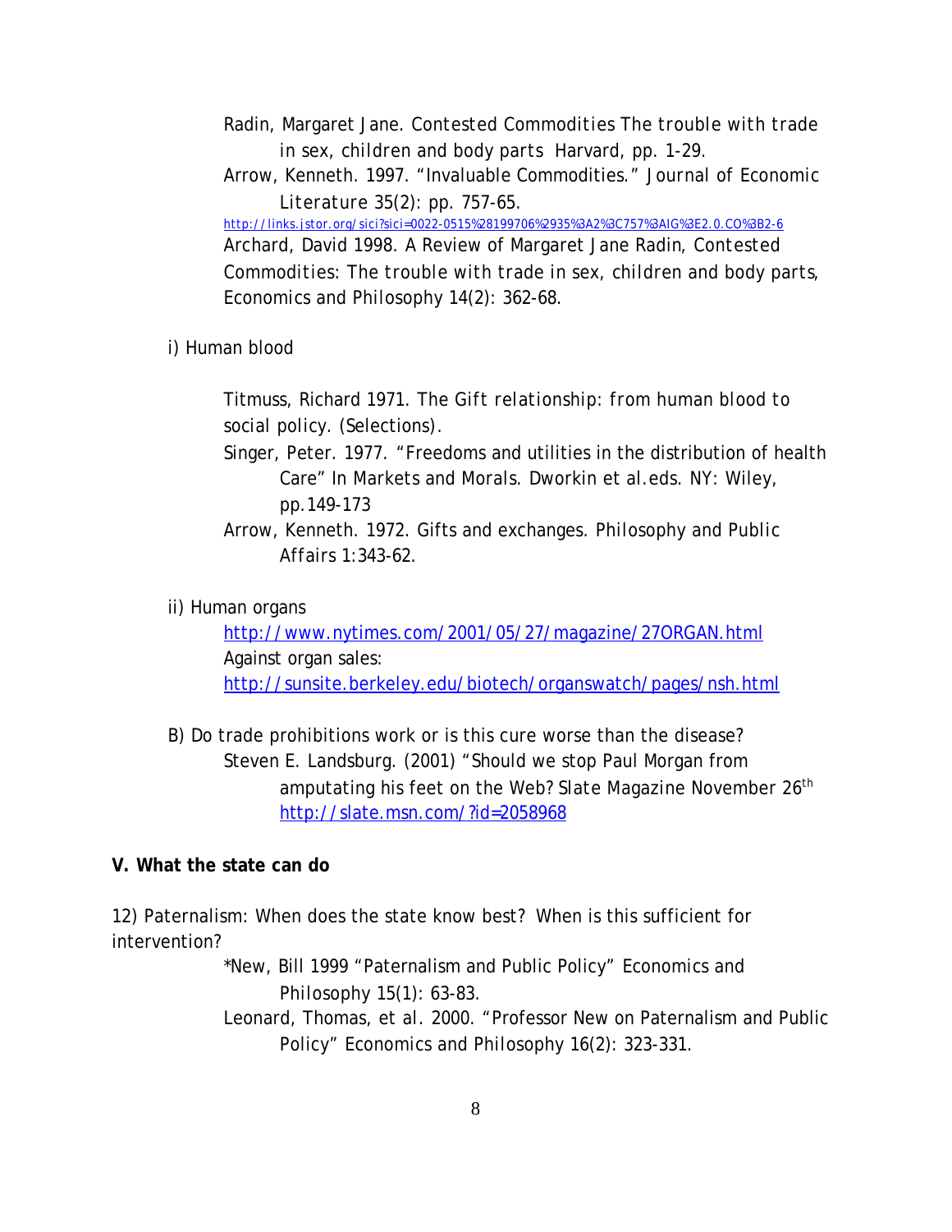Radin, Margaret Jane. *Contested Commodities The trouble with trade in sex, children and body parts* Harvard, pp. 1-29.

Arrow, Kenneth. 1997. "Invaluable Commodities." Journal of Economic Literature 35(2): pp. 757-65.
http://links.jstor.org/sici?sici=0022-0515%28199706%2935%3A2%3C757%3AIG%3E2.0.CO%3B2-6

Archard, David 1998. A Review of Margaret Jane Radin, *Contested Commodities: The trouble with trade in sex, children and body parts*, Economics and Philosophy 14(2): 362-68.

i) Human blood

Titmuss, Richard 1971. *The Gift relationship: from human blood to social policy.* (Selections).

Singer, Peter. 1977. "Freedoms and utilities in the distribution of health Care" In Markets and Morals. Dworkin et al.eds. NY: Wiley, pp.149-173

Arrow, Kenneth. 1972. Gifts and exchanges. *Philosophy and Public Affairs* 1:343-62.

ii) Human organs

http://www.nytimes.com/2001/05/27/magazine/27ORGAN.html

Against organ sales:
http://sunsite.berkeley.edu/biotech/organswatch/pages/nsh.html

B) Do trade prohibitions work or is this cure worse than the disease?

Steven E. Landsburg. (2001) "Should we stop Paul Morgan from amputating his feet on the Web? Slate Magazine November 26th
http://slate.msn.com/?id=2058968

**V. What the state can do**

12) Paternalism: When does the state know best? When is this sufficient for intervention?

*New, Bill 1999 "Paternalism and Public Policy" Economics and Philosophy 15(1): 63-83.

Leonard, Thomas, et al. 2000. "Professor New on Paternalism and Public Policy" Economics and Philosophy 16(2): 323-331.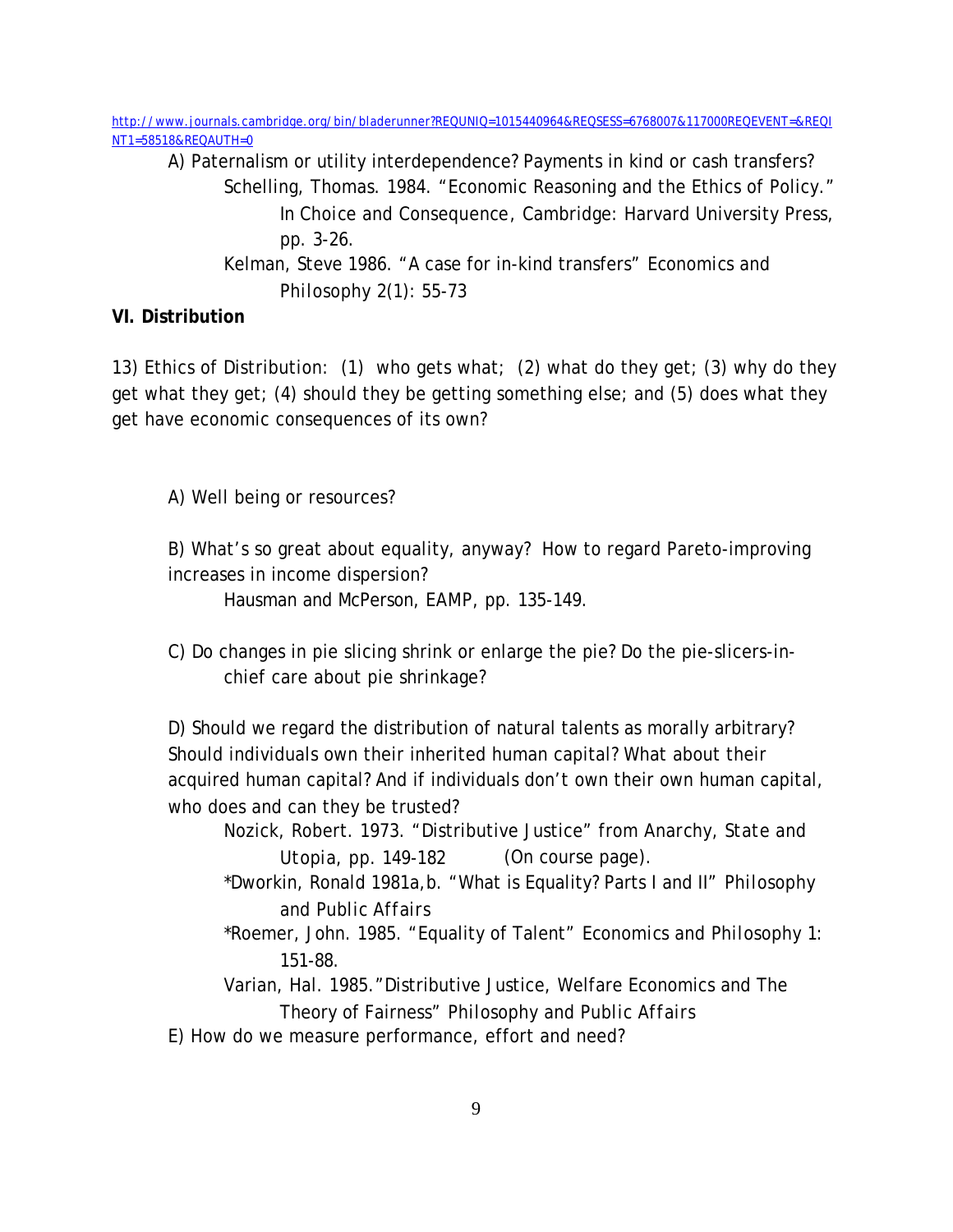[http://www.journals.cambridge.org/bin/bladerunner?REQUNIQ=1015440964&REQSESS=6768007&117000REQEVENT=&REQINT1=58518&REQAUTH=0](http://www.journals.cambridge.org/bin/bladerunner?REQUNIQ=1015440964&REQSESS=6768007&117000REQEVENT=&REQINT1=58518&REQAUTH=0)

A) Paternalism or utility interdependence? Payments in kind or cash transfers?

- Schelling, Thomas. 1984. "Economic Reasoning and the Ethics of Policy." In *Choice and Consequence*, Cambridge: Harvard University Press, pp. 3-26.
- Kelman, Steve 1986. "A case for in-kind transfers" *Economics and Philosophy* 2(1): 55-73

**VI. Distribution**

13) Ethics of Distribution: (1) who gets what; (2) what do they get; (3) why do they get what they get; (4) should they be getting something else; and (5) does what they get have economic consequences of its own?

A) Well being or resources?

B) What's so great about equality, anyway? How to regard Pareto-improving increases in income dispersion?

- Hausman and McPerson, EAMP, pp. 135-149.

C) Do changes in pie slicing shrink or enlarge the pie? Do the pie-slicers-in-chief care about pie shrinkage?

D) Should we regard the distribution of natural talents as morally arbitrary? Should individuals own their inherited human capital? What about their acquired human capital? And if individuals don't own their own human capital, who does and can they be trusted?

- Nozick, Robert. 1973. "Distributive Justice" from *Anarchy, State and Utopia*, pp. 149-182 (On course page).
- *Dworkin, Ronald 1981a,b. "What is Equality? Parts I and II" *Philosophy and Public Affairs*
- *Roemer, John. 1985. "Equality of Talent" *Economics and Philosophy* 1: 151-88.
- Varian, Hal. 1985."Distributive Justice, Welfare Economics and The Theory of Fairness" *Philosophy and Public Affairs*

E) How do we measure performance, effort and need?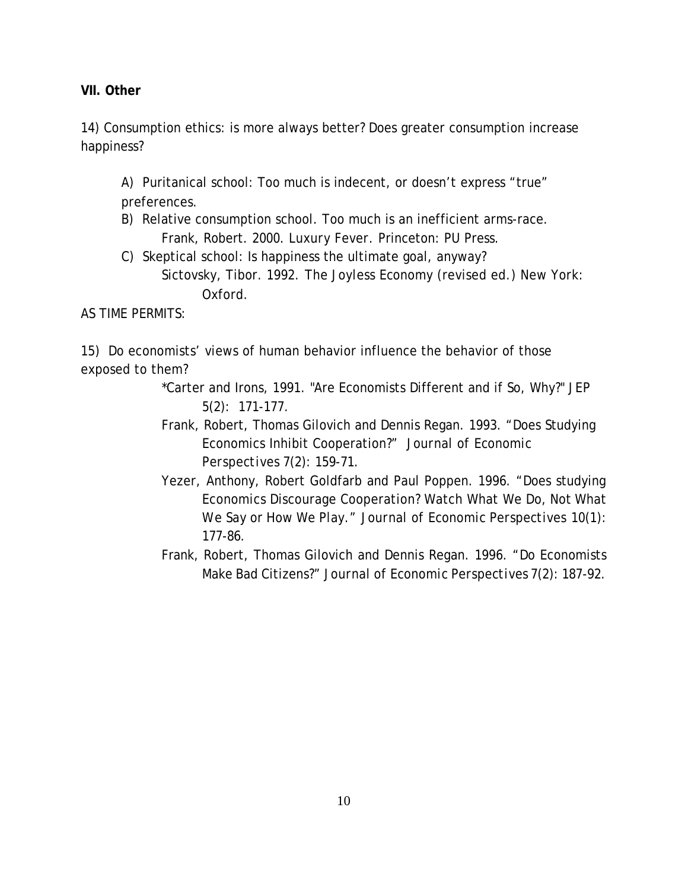**VII. Other**

14) Consumption ethics: is more always better? Does greater consumption increase happiness?

A) Puritanical school: Too much is indecent, or doesn't express "true" preferences.

B) Relative consumption school. Too much is an inefficient arms-race.
   Frank, Robert. 2000. *Luxury Fever*. Princeton: PU Press.

C) Skeptical school: Is happiness the ultimate goal, anyway?
   Sictovsky, Tibor. 1992. *The Joyless Economy* (revised ed.) New York: Oxford.

AS TIME PERMITS:

15) Do economists' views of human behavior influence the behavior of those exposed to them?

*Carter and Irons, 1991. "Are Economists Different and if So, Why?" JEP 5(2): 171-177.

Frank, Robert, Thomas Gilovich and Dennis Regan. 1993. "Does Studying Economics Inhibit Cooperation?" *Journal of Economic Perspectives* 7(2): 159-71.

Yezer, Anthony, Robert Goldfarb and Paul Poppen. 1996. "Does studying Economics Discourage Cooperation? Watch What We Do, Not What We Say or How We Play." *Journal of Economic Perspectives* 10(1): 177-86.

Frank, Robert, Thomas Gilovich and Dennis Regan. 1996. "Do Economists Make Bad Citizens?" *Journal of Economic Perspectives* 7(2): 187-92.